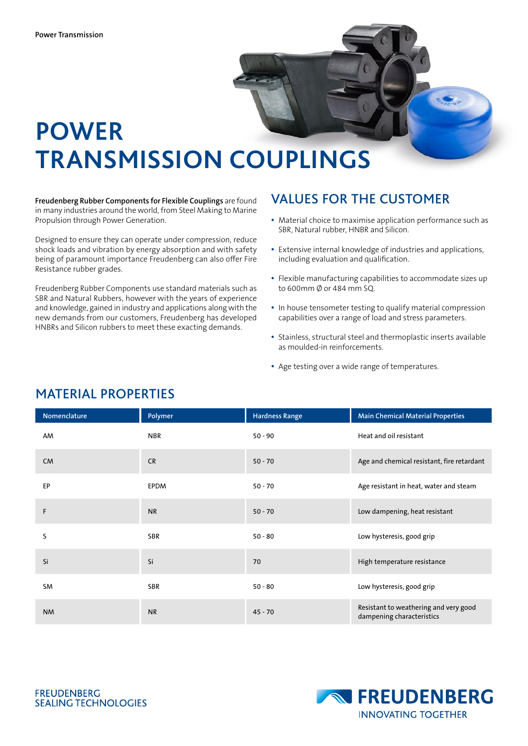# POWER TRANSMISSION COUPLINGS

**Freudenberg Rubber Components for Flexible Couplings** are found in many industries around the world, from Steel Making to Marine Propulsion through Power Generation.

Designed to ensure they can operate under compression, reduce shock loads and vibration by energy absorption and with safety being of paramount importance Freudenberg can also offer Fire Resistance rubber grades.

Freudenberg Rubber Components use standard materials such as SBR and Natural Rubbers, however with the years of experience and knowledge, gained in industry and applications along with the new demands from our customers, Freudenberg has developed HNBRs and Silicon rubbers to meet these exacting demands.

## VALUES FOR THE CUSTOMER

- Material choice to maximise application performance such as SBR, Natural rubber, HNBR and Silicon.
- Extensive internal knowledge of industries and applications, including evaluation and qualification.
- Flexible manufacturing capabilities to accommodate sizes up to 600mm Ø or 484 mm SQ.
- In house tensometer testing to qualify material compression capabilities over a range of load and stress parameters.
- Stainless, structural steel and thermoplastic inserts available as moulded-in reinforcements.
- Age testing over a wide range of temperatures.

## MATERIAL PROPERTIES

| Nomenclature | Polymer | Hardness Range | Main Chemical Material Properties |
|---|---|---|---|
| AM | NBR | 50 - 90 | Heat and oil resistant |
| CM | CR | 50 - 70 | Age and chemical resistant, fire retardant |
| EP | EPDM | 50 - 70 | Age resistant in heat, water and steam |
| F | NR | 50 - 70 | Low dampening, heat resistant |
| S | SBR | 50 - 80 | Low hysteresis, good grip |
| Si | Si | 70 | High temperature resistance |
| SM | SBR | 50 - 80 | Low hysteresis, good grip |
| NM | NR | 45 - 70 | Resistant to weathering and very good dampening characteristics |

FREUDENBERG SEALING TECHNOLOGIES

FREUDENBERG INNOVATING TOGETHER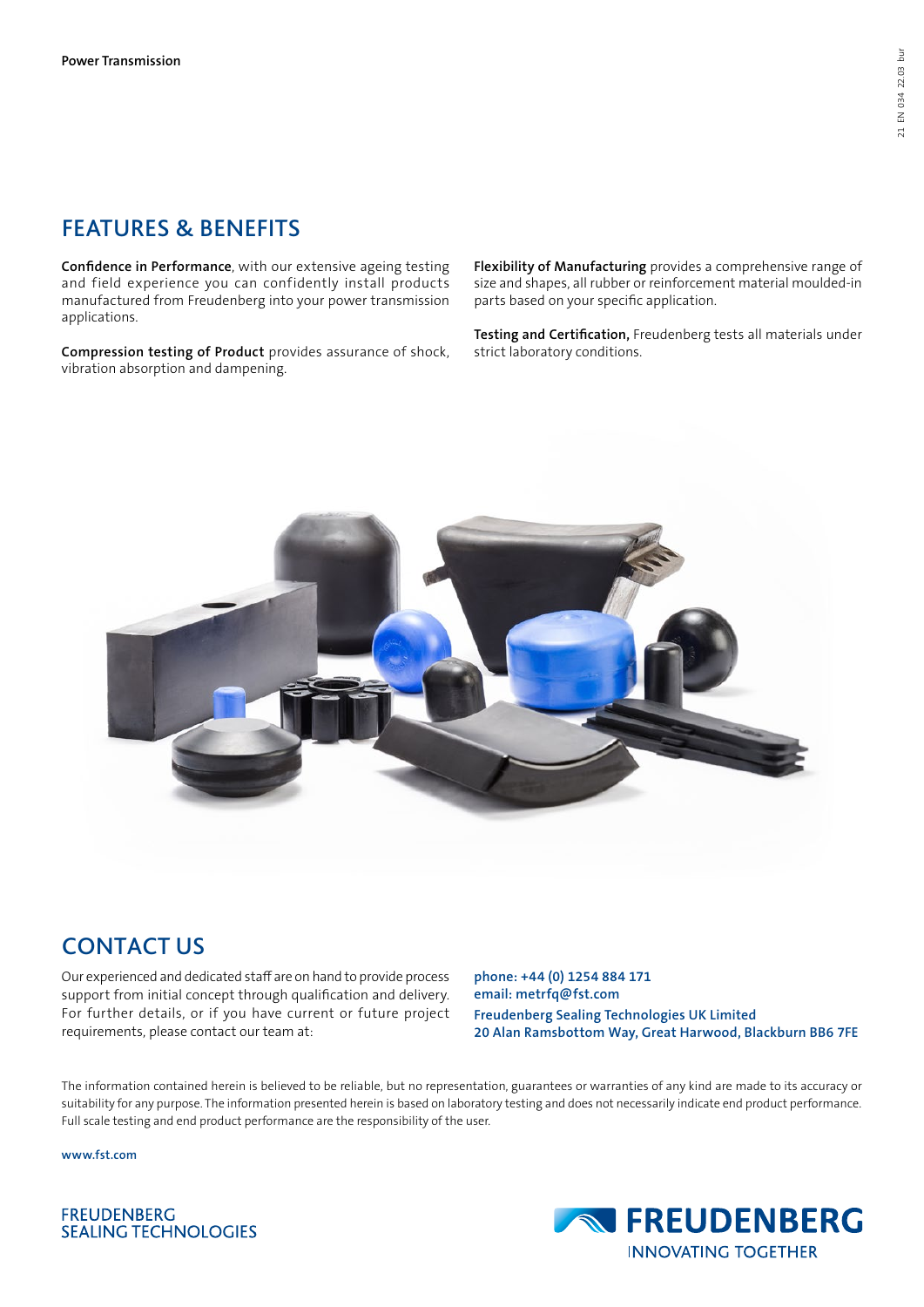## FEATURES & BENEFITS

**Confidence in Performance**, with our extensive ageing testing and field experience you can confidently install products manufactured from Freudenberg into your power transmission applications.

**Compression testing of Product** provides assurance of shock, vibration absorption and dampening.

**Flexibility of Manufacturing** provides a comprehensive range of size and shapes, all rubber or reinforcement material moulded-in parts based on your specific application.

**Testing and Certification,** Freudenberg tests all materials under strict laboratory conditions.

## CONTACT US

Our experienced and dedicated staff are on hand to provide process support from initial concept through qualification and delivery. For further details, or if you have current or future project requirements, please contact our team at:

**phone: +44 (0) 1254 884 171**
**email: metrfq@fst.com**
**Freudenberg Sealing Technologies UK Limited**
**20 Alan Ramsbottom Way, Great Harwood, Blackburn BB6 7FE**

The information contained herein is believed to be reliable, but no representation, guarantees or warranties of any kind are made to its accuracy or suitability for any purpose. The information presented herein is based on laboratory testing and does not necessarily indicate end product performance. Full scale testing and end product performance are the responsibility of the user.

**www.fst.com**

FREUDENBERG
SEALING TECHNOLOGIES

FREUDENBERG
INNOVATING TOGETHER